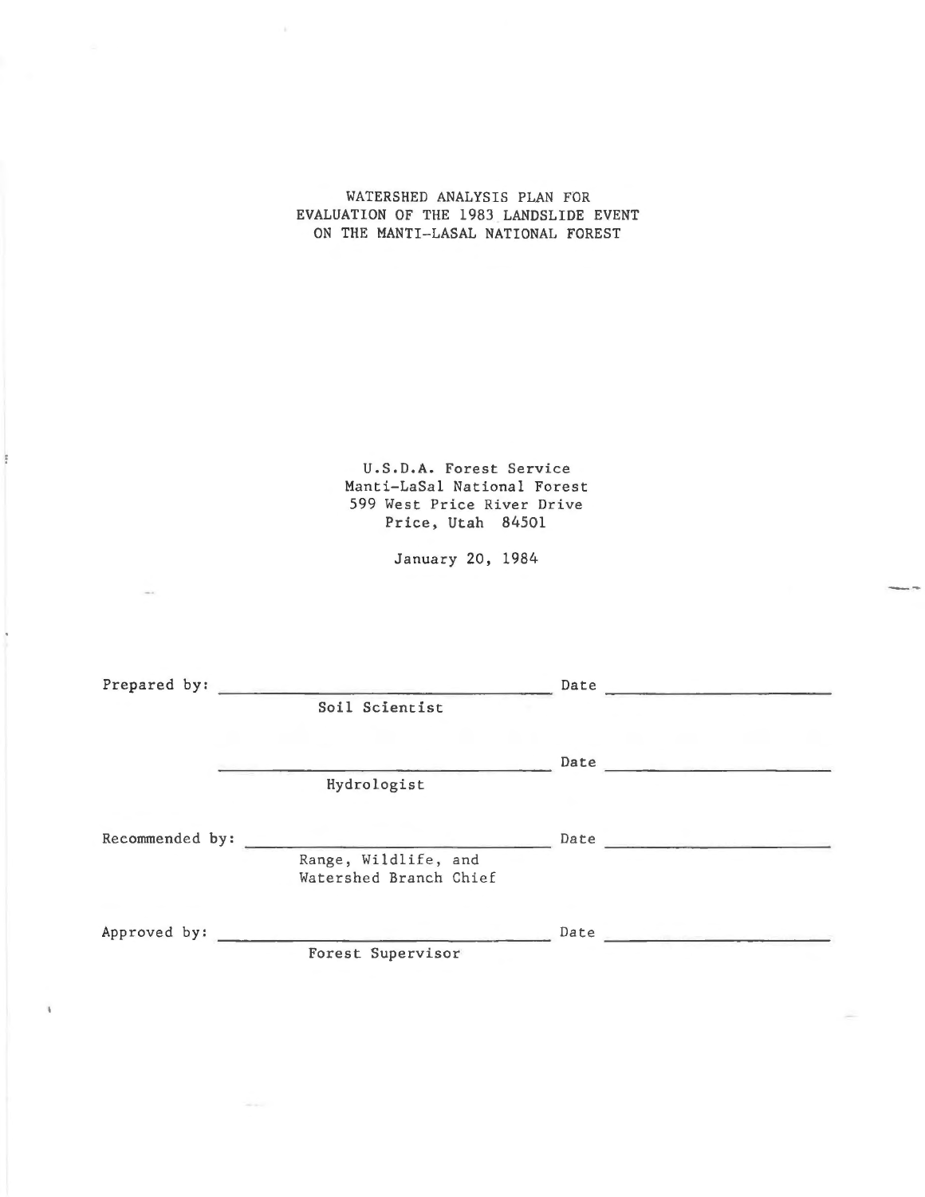# WATERSHED ANALYSIS PLAN FOR EVALUATION OF THE 1983 LANDSLIDE EVENT ON THE MANTI-LASAL NATIONAL FOREST

U.S.D.A. Forest Service
Manti-LaSal National Forest
599 West Price River Drive
Price, Utah 84501

January 20, 1984

Prepared by: ______________________________ Date ____________________
Soil Scientist

______________________________ Date ____________________
Hydrologist

Recommended by: ______________________________ Date ____________________
Range, Wildlife, and Watershed Branch Chief

Approved by: ______________________________ Date ____________________
Forest Supervisor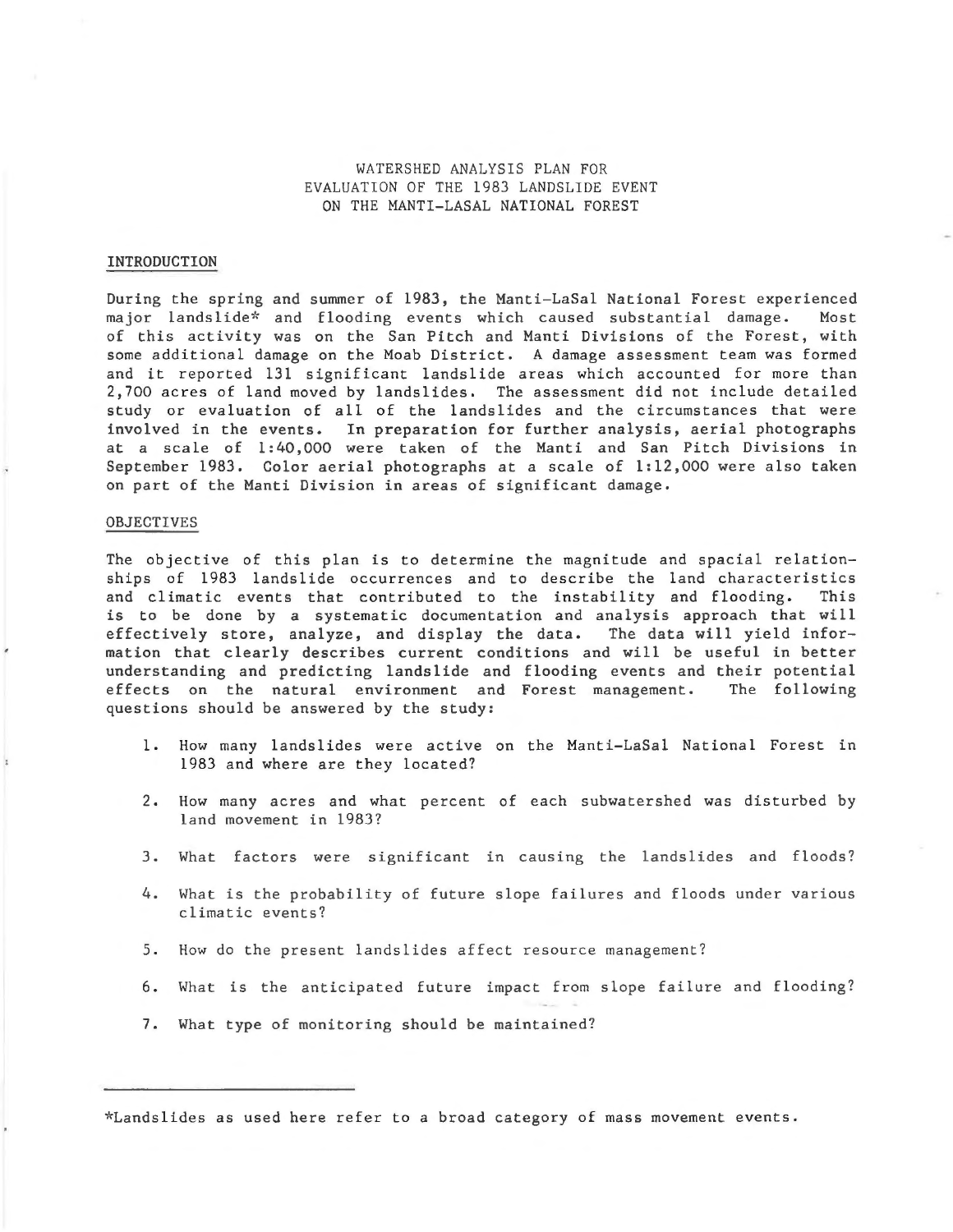# WATERSHED ANALYSIS PLAN FOR EVALUATION OF THE 1983 LANDSLIDE EVENT ON THE MANTI-LASAL NATIONAL FOREST

## INTRODUCTION

During the spring and summer of 1983, the Manti-LaSal National Forest experienced major landslide* and flooding events which caused substantial damage. Most of this activity was on the San Pitch and Manti Divisions of the Forest, with some additional damage on the Moab District. A damage assessment team was formed and it reported 131 significant landslide areas which accounted for more than 2,700 acres of land moved by landslides. The assessment did not include detailed study or evaluation of all of the landslides and the circumstances that were involved in the events. In preparation for further analysis, aerial photographs at a scale of 1:40,000 were taken of the Manti and San Pitch Divisions in September 1983. Color aerial photographs at a scale of 1:12,000 were also taken on part of the Manti Division in areas of significant damage.

## OBJECTIVES

The objective of this plan is to determine the magnitude and spacial relationships of 1983 landslide occurrences and to describe the land characteristics and climatic events that contributed to the instability and flooding. This is to be done by a systematic documentation and analysis approach that will effectively store, analyze, and display the data. The data will yield information that clearly describes current conditions and will be useful in better understanding and predicting landslide and flooding events and their potential effects on the natural environment and Forest management. The following questions should be answered by the study:

1. How many landslides were active on the Manti-LaSal National Forest in 1983 and where are they located?
2. How many acres and what percent of each subwatershed was disturbed by land movement in 1983?
3. What factors were significant in causing the landslides and floods?
4. What is the probability of future slope failures and floods under various climatic events?
5. How do the present landslides affect resource management?
6. What is the anticipated future impact from slope failure and flooding?
7. What type of monitoring should be maintained?

---

*Landslides as used here refer to a broad category of mass movement events.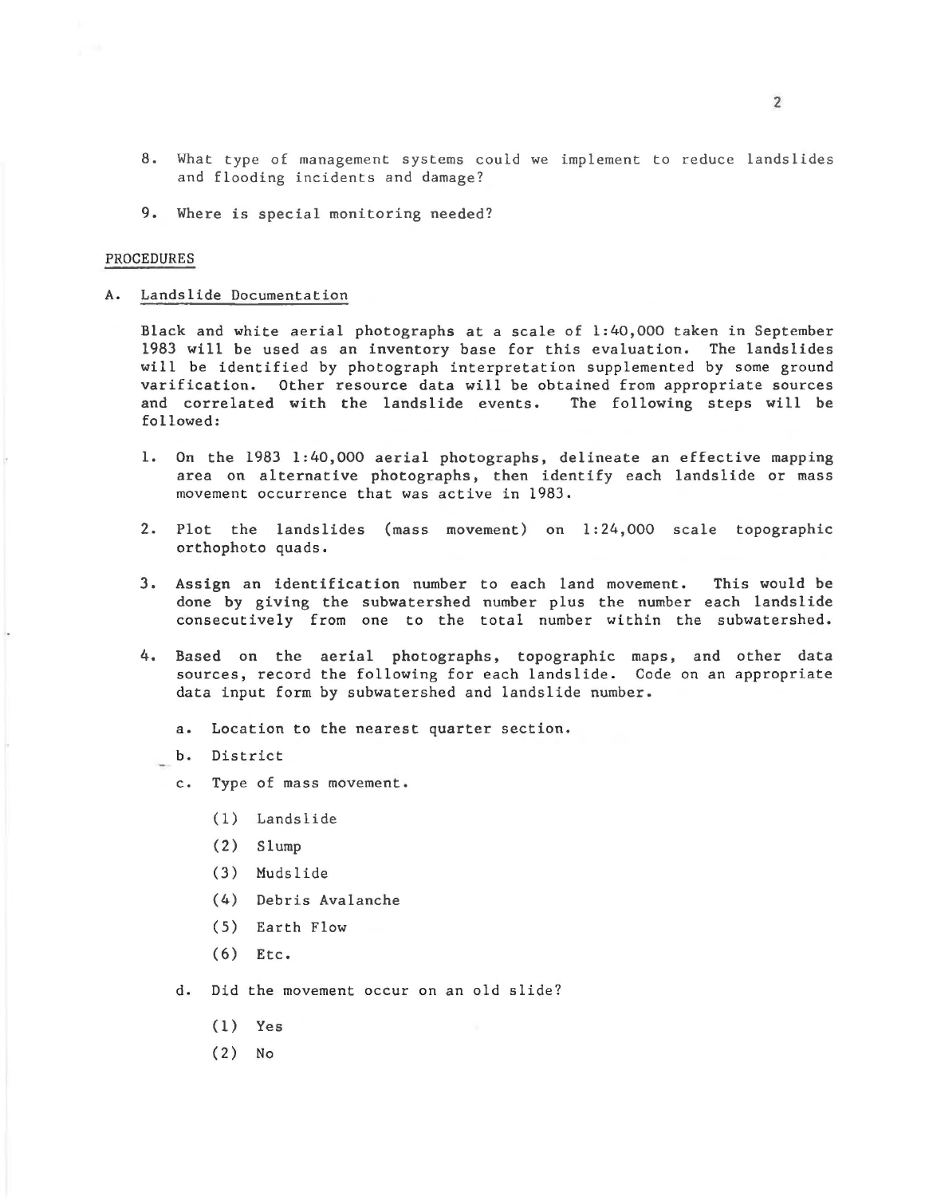8. What type of management systems could we implement to reduce landslides and flooding incidents and damage?

9. Where is special monitoring needed?

## PROCEDURES

### A. Landslide Documentation

Black and white aerial photographs at a scale of 1:40,000 taken in September 1983 will be used as an inventory base for this evaluation. The landslides will be identified by photograph interpretation supplemented by some ground varification. Other resource data will be obtained from appropriate sources and correlated with the landslide events. The following steps will be followed:

1. On the 1983 1:40,000 aerial photographs, delineate an effective mapping area on alternative photographs, then identify each landslide or mass movement occurrence that was active in 1983.

2. Plot the landslides (mass movement) on 1:24,000 scale topographic orthophoto quads.

3. Assign an identification number to each land movement. This would be done by giving the subwatershed number plus the number each landslide consecutively from one to the total number within the subwatershed.

4. Based on the aerial photographs, topographic maps, and other data sources, record the following for each landslide. Code on an appropriate data input form by subwatershed and landslide number.

   a. Location to the nearest quarter section.

   b. District

   c. Type of mass movement.

      (1) Landslide

      (2) Slump

      (3) Mudslide

      (4) Debris Avalanche

      (5) Earth Flow

      (6) Etc.

   d. Did the movement occur on an old slide?

      (1) Yes

      (2) No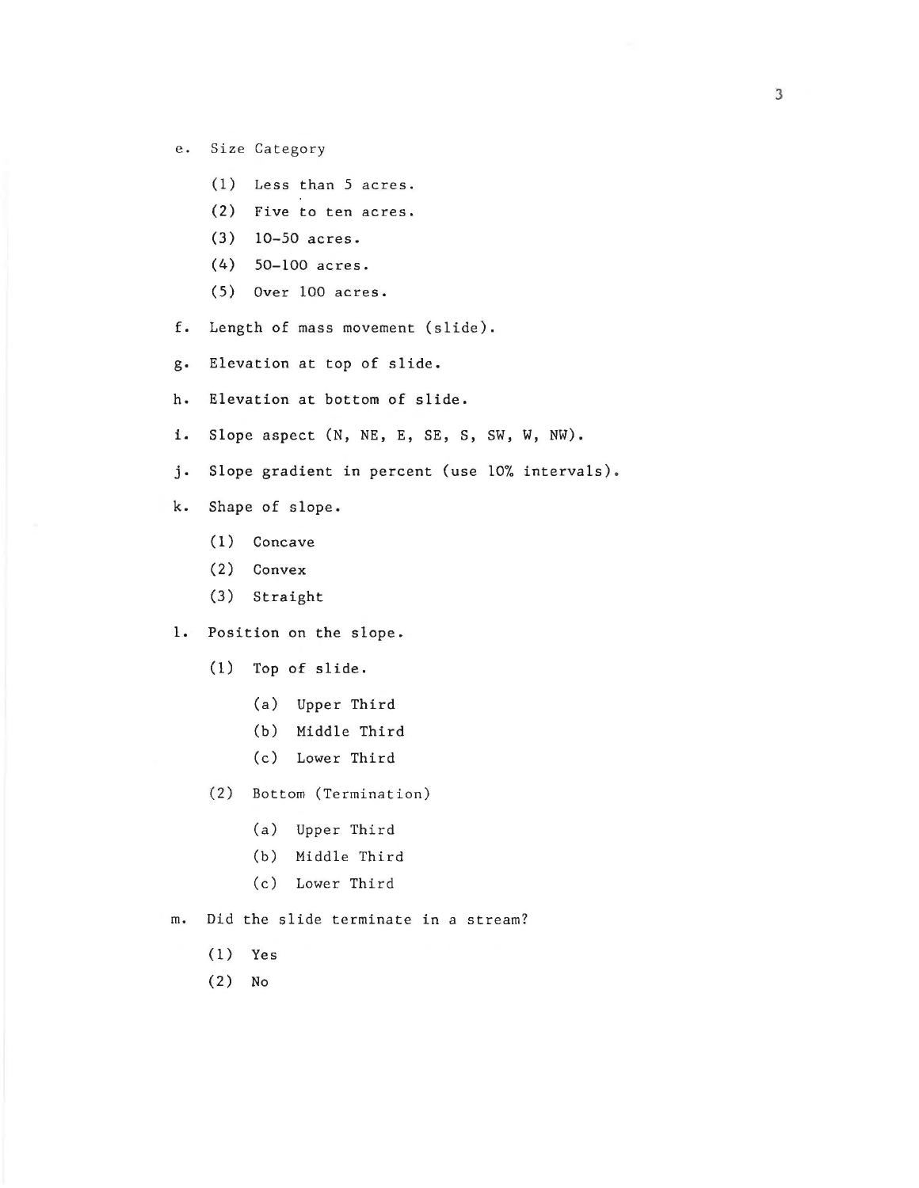e. Size Category

    (1) Less than 5 acres.

    (2) Five to ten acres.

    (3) 10-50 acres.

    (4) 50-100 acres.

    (5) Over 100 acres.

f. Length of mass movement (slide).

g. Elevation at top of slide.

h. Elevation at bottom of slide.

i. Slope aspect (N, NE, E, SE, S, SW, W, NW).

j. Slope gradient in percent (use 10% intervals).

k. Shape of slope.

    (1) Concave

    (2) Convex

    (3) Straight

l. Position on the slope.

    (1) Top of slide.

        (a) Upper Third

        (b) Middle Third

        (c) Lower Third

    (2) Bottom (Termination)

        (a) Upper Third

        (b) Middle Third

        (c) Lower Third

m. Did the slide terminate in a stream?

    (1) Yes

    (2) No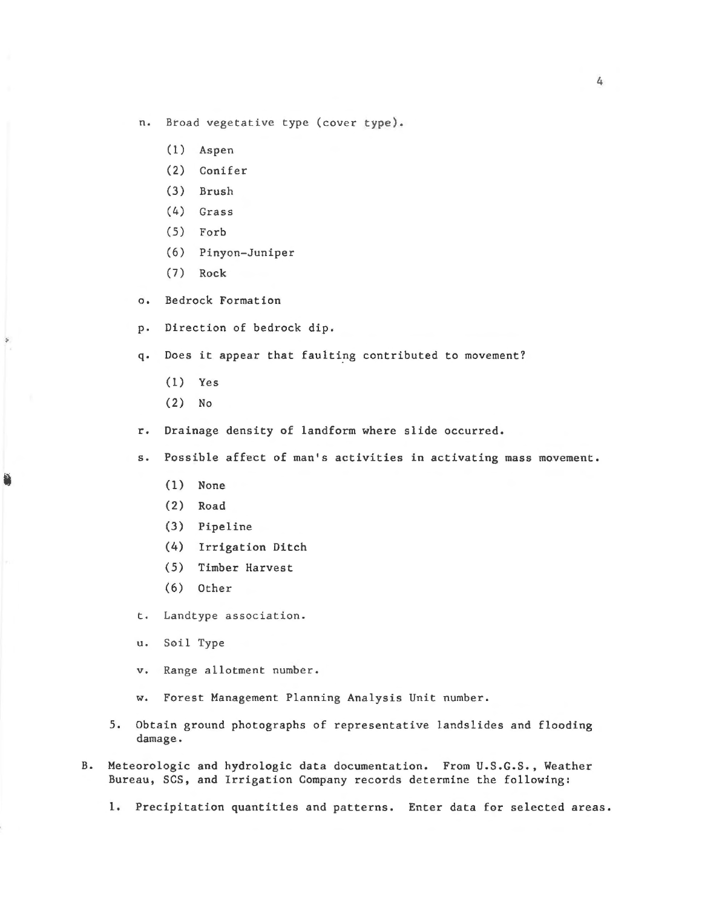n. Broad vegetative type (cover type).

    (1) Aspen

    (2) Conifer

    (3) Brush

    (4) Grass

    (5) Forb

    (6) Pinyon-Juniper

    (7) Rock

o. Bedrock Formation

p. Direction of bedrock dip.

q. Does it appear that faulting contributed to movement?

    (1) Yes

    (2) No

r. Drainage density of landform where slide occurred.

s. Possible affect of man's activities in activating mass movement.

    (1) None

    (2) Road

    (3) Pipeline

    (4) Irrigation Ditch

    (5) Timber Harvest

    (6) Other

t. Landtype association.

u. Soil Type

v. Range allotment number.

w. Forest Management Planning Analysis Unit number.

5. Obtain ground photographs of representative landslides and flooding damage.

B. Meteorologic and hydrologic data documentation. From U.S.G.S., Weather Bureau, SCS, and Irrigation Company records determine the following:

1. Precipitation quantities and patterns. Enter data for selected areas.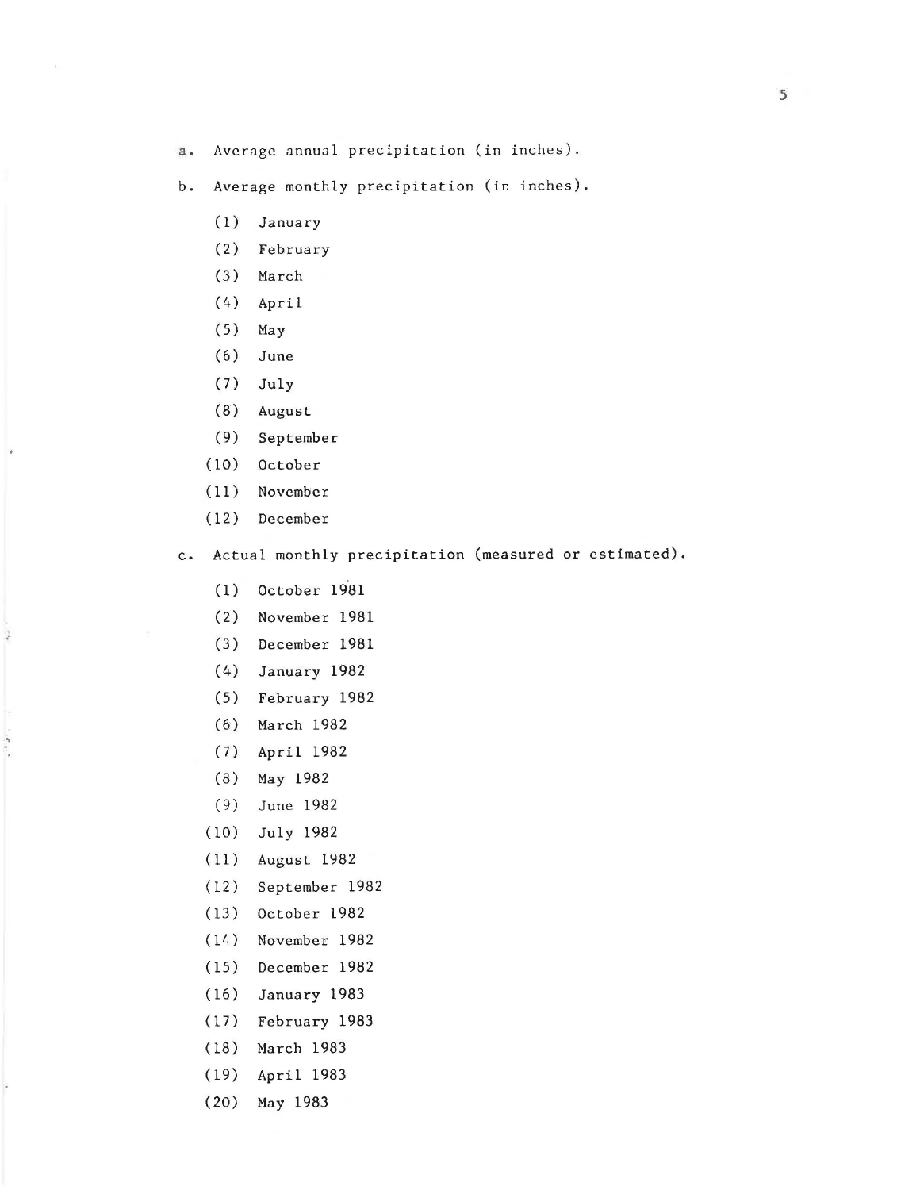a. Average annual precipitation (in inches).

b. Average monthly precipitation (in inches).

   (1) January
   (2) February
   (3) March
   (4) April
   (5) May
   (6) June
   (7) July
   (8) August
   (9) September
   (10) October
   (11) November
   (12) December

c. Actual monthly precipitation (measured or estimated).

   (1) October 1981
   (2) November 1981
   (3) December 1981
   (4) January 1982
   (5) February 1982
   (6) March 1982
   (7) April 1982
   (8) May 1982
   (9) June 1982
   (10) July 1982
   (11) August 1982
   (12) September 1982
   (13) October 1982
   (14) November 1982
   (15) December 1982
   (16) January 1983
   (17) February 1983
   (18) March 1983
   (19) April 1983
   (20) May 1983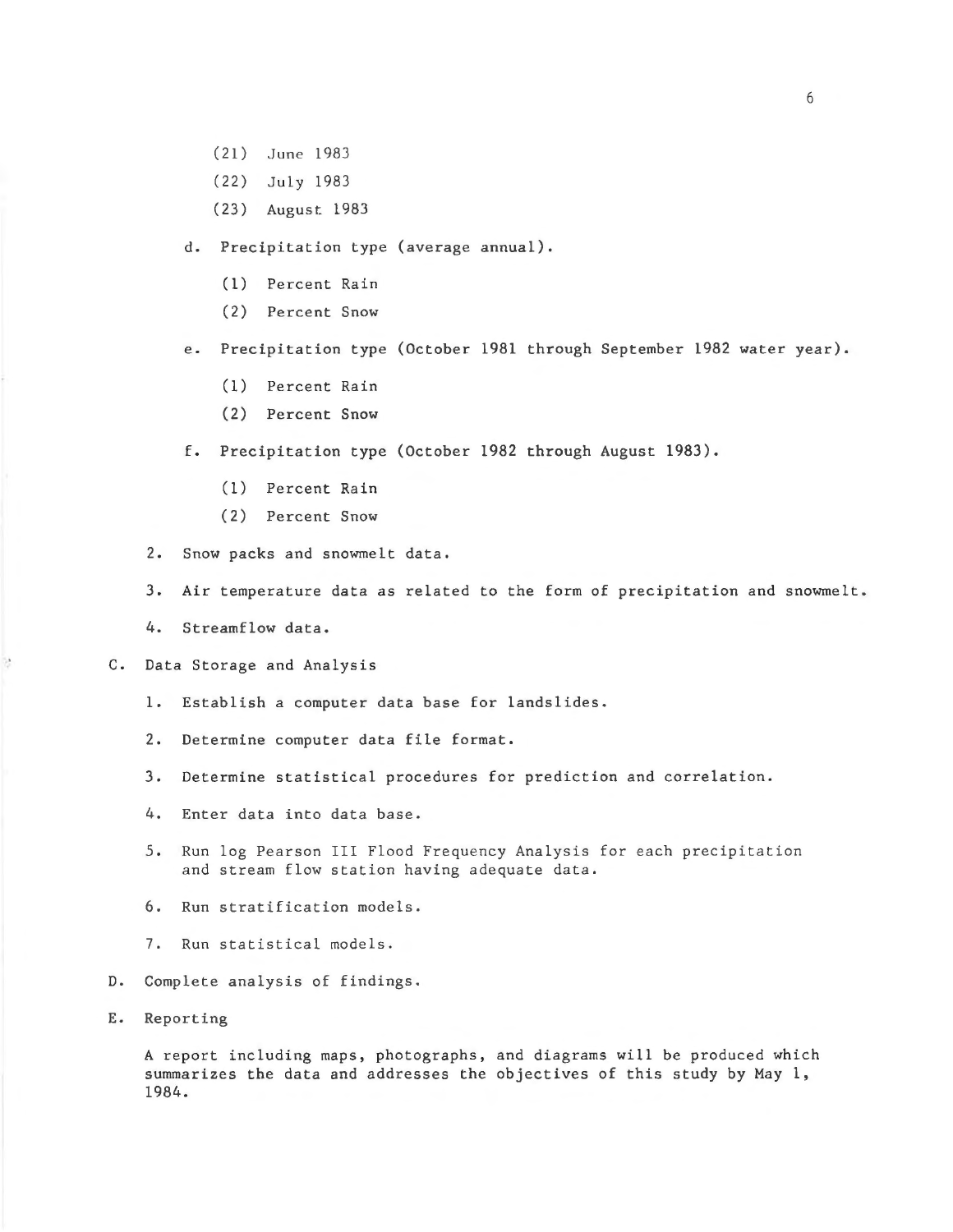(21) June 1983

(22) July 1983

(23) August 1983

d. Precipitation type (average annual).

(1) Percent Rain

(2) Percent Snow

e. Precipitation type (October 1981 through September 1982 water year).

(1) Percent Rain

(2) Percent Snow

f. Precipitation type (October 1982 through August 1983).

(1) Percent Rain

(2) Percent Snow

2. Snow packs and snowmelt data.

3. Air temperature data as related to the form of precipitation and snowmelt.

4. Streamflow data.

C. Data Storage and Analysis

1. Establish a computer data base for landslides.

2. Determine computer data file format.

3. Determine statistical procedures for prediction and correlation.

4. Enter data into data base.

5. Run log Pearson III Flood Frequency Analysis for each precipitation and stream flow station having adequate data.

6. Run stratification models.

7. Run statistical models.

D. Complete analysis of findings.

E. Reporting

A report including maps, photographs, and diagrams will be produced which summarizes the data and addresses the objectives of this study by May 1, 1984.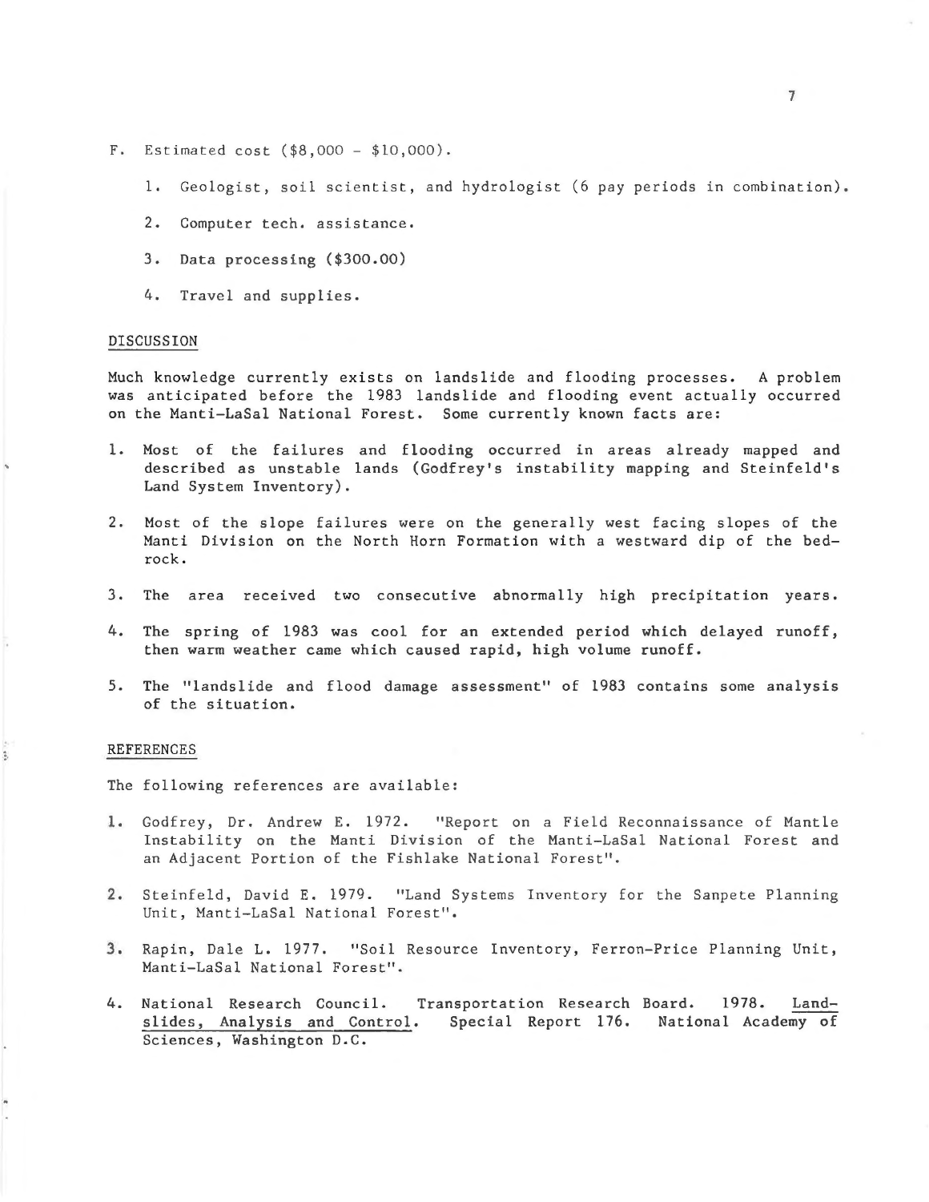F. Estimated cost ($8,000 - $10,000).

1. Geologist, soil scientist, and hydrologist (6 pay periods in combination).

2. Computer tech. assistance.

3. Data processing ($300.00)

4. Travel and supplies.

DISCUSSION

Much knowledge currently exists on landslide and flooding processes. A problem was anticipated before the 1983 landslide and flooding event actually occurred on the Manti-LaSal National Forest. Some currently known facts are:

1. Most of the failures and flooding occurred in areas already mapped and described as unstable lands (Godfrey's instability mapping and Steinfeld's Land System Inventory).

2. Most of the slope failures were on the generally west facing slopes of the Manti Division on the North Horn Formation with a westward dip of the bedrock.

3. The area received two consecutive abnormally high precipitation years.

4. The spring of 1983 was cool for an extended period which delayed runoff, then warm weather came which caused rapid, high volume runoff.

5. The "landslide and flood damage assessment" of 1983 contains some analysis of the situation.

REFERENCES

The following references are available:

1. Godfrey, Dr. Andrew E. 1972. "Report on a Field Reconnaissance of Mantle Instability on the Manti Division of the Manti-LaSal National Forest and an Adjacent Portion of the Fishlake National Forest".

2. Steinfeld, David E. 1979. "Land Systems Inventory for the Sanpete Planning Unit, Manti-LaSal National Forest".

3. Rapin, Dale L. 1977. "Soil Resource Inventory, Ferron-Price Planning Unit, Manti-LaSal National Forest".

4. National Research Council. Transportation Research Board. 1978. Landslides, Analysis and Control. Special Report 176. National Academy of Sciences, Washington D.C.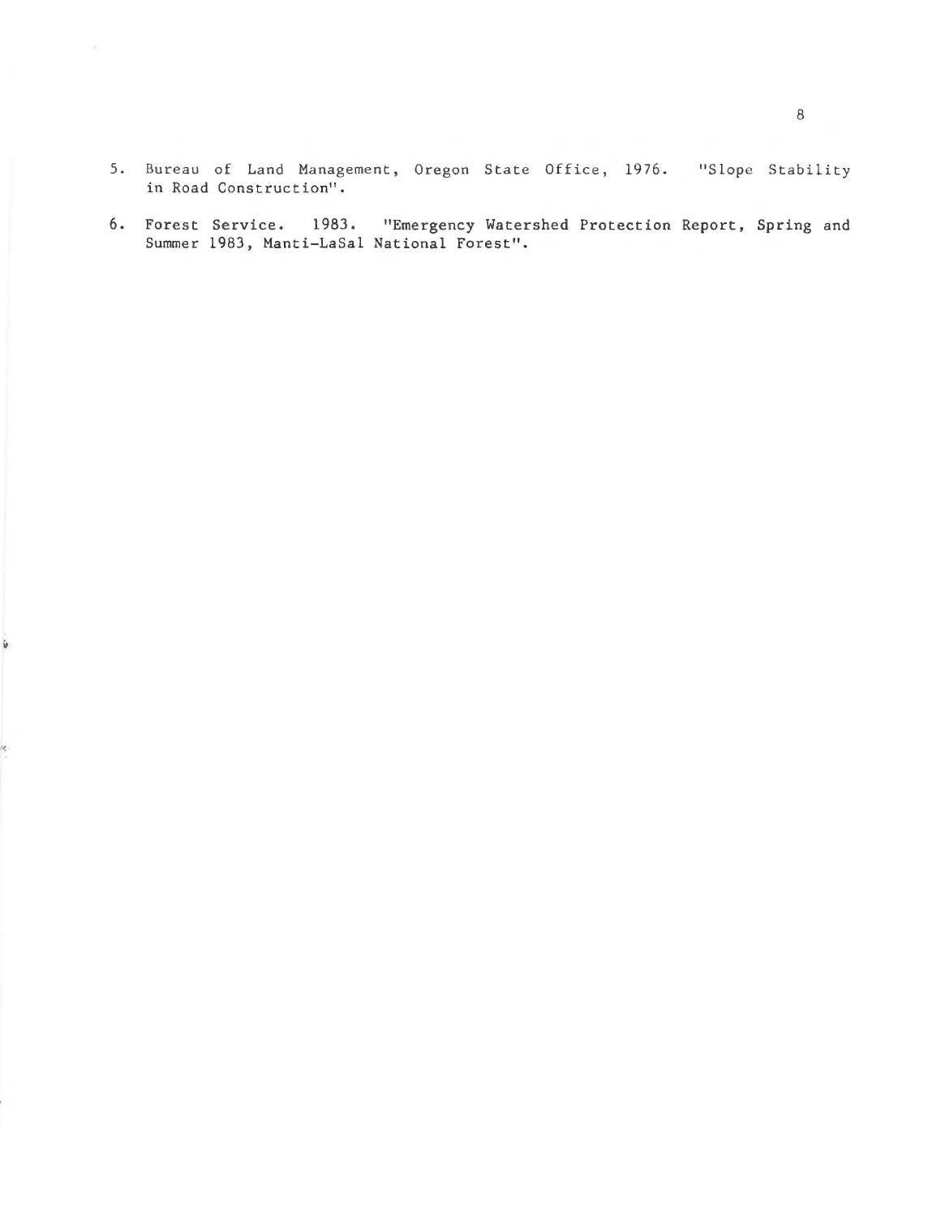5. Bureau of Land Management, Oregon State Office, 1976. "Slope Stability in Road Construction".

6. Forest Service. 1983. "Emergency Watershed Protection Report, Spring and Summer 1983, Manti-LaSal National Forest".